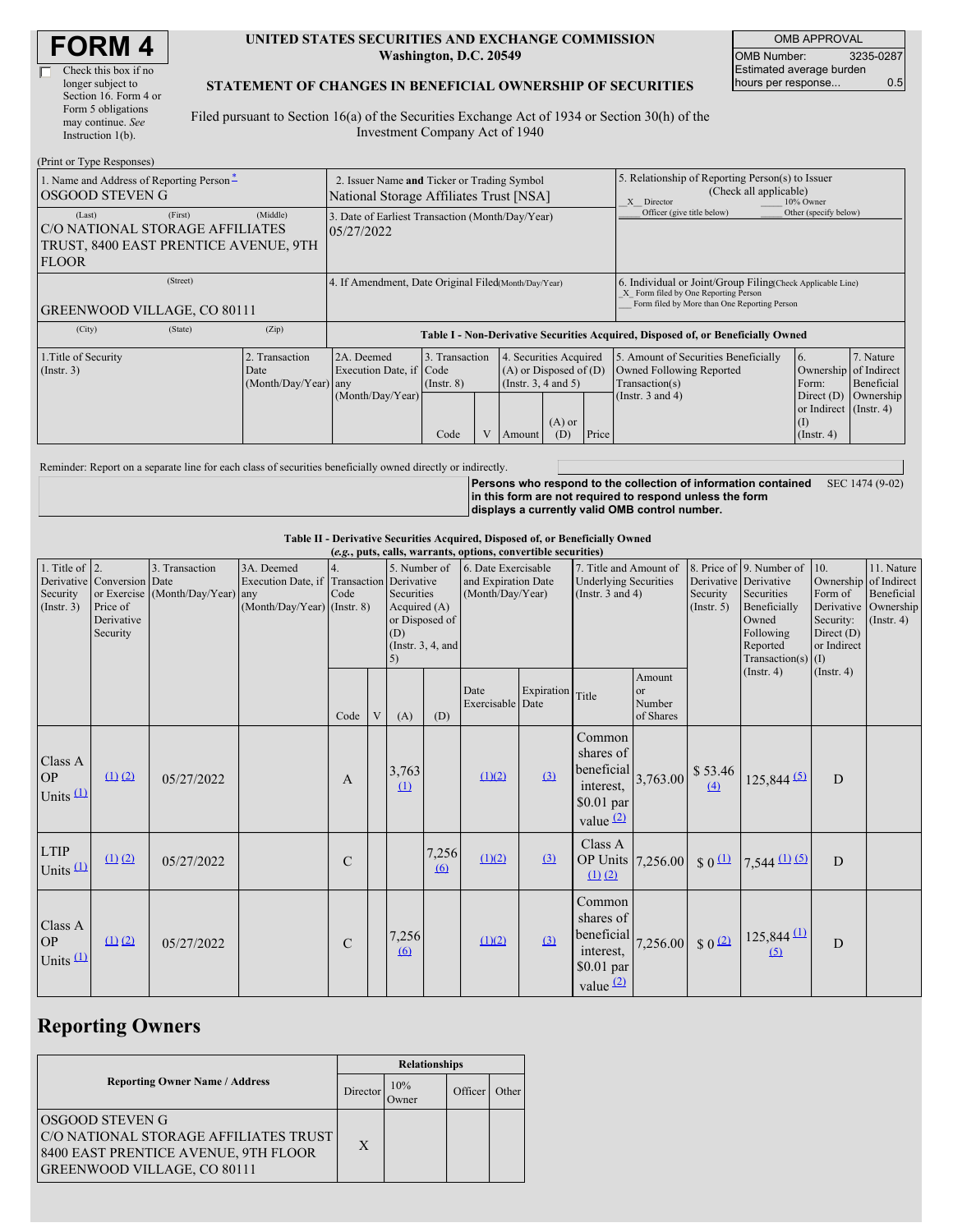# FORM 4

Check this box if no longer subject to Section 16. Form 4 or Form 5 obligations may continue. *See* Instruction 1(b).

**UNITED STATES SECURITIES AND EXCHANGE COMMISSION**
**Washington, D.C. 20549**

**STATEMENT OF CHANGES IN BENEFICIAL OWNERSHIP OF SECURITIES**

Filed pursuant to Section 16(a) of the Securities Exchange Act of 1934 or Section 30(h) of the Investment Company Act of 1940

| OMB APPROVAL | |
|---|---|
| OMB Number: | 3235-0287 |
| Estimated average burden hours per response... | 0.5 |

(Print or Type Responses)

| | | |
|---|---|---|
| 1. Name and Address of Reporting Person *<br>OSGOOD STEVEN G<br>(Last) (First) (Middle)<br>C/O NATIONAL STORAGE AFFILIATES TRUST, 8400 EAST PRENTICE AVENUE, 9TH FLOOR<br>(Street)<br>GREENWOOD VILLAGE, CO 80111<br>(City) (State) (Zip) | 2. Issuer Name **and** Ticker or Trading Symbol<br>National Storage Affiliates Trust [NSA]<br><br>3. Date of Earliest Transaction (Month/Day/Year)<br>05/27/2022<br><br>4. If Amendment, Date Original Filed (Month/Day/Year) | 5. Relationship of Reporting Person(s) to Issuer (Check all applicable)<br>_X_ Director ___ 10% Owner<br>___ Officer (give title below) ___ Other (specify below)<br><br>6. Individual or Joint/Group Filing (Check Applicable Line)<br>_X_ Form filed by One Reporting Person<br>___ Form filed by More than One Reporting Person |

**Table I - Non-Derivative Securities Acquired, Disposed of, or Beneficially Owned**

| 1.Title of Security (Instr. 3) | 2. Transaction Date (Month/Day/Year) | 2A. Deemed Execution Date, if any (Month/Day/Year) | 3. Transaction Code (Instr. 8) | | 4. Securities Acquired (A) or Disposed of (D) (Instr. 3, 4 and 5) | | | 5. Amount of Securities Beneficially Owned Following Reported Transaction(s) (Instr. 3 and 4) | 6. Ownership Form: Direct (D) or Indirect (I) (Instr. 4) | 7. Nature of Indirect Beneficial Ownership (Instr. 4) |
|---|---|---|---|---|---|---|---|---|---|---|
| | | | Code | V | Amount | (A) or (D) | Price | | | |

Reminder: Report on a separate line for each class of securities beneficially owned directly or indirectly.

**Persons who respond to the collection of information contained in this form are not required to respond unless the form displays a currently valid OMB control number.** SEC 1474 (9-02)

**Table II - Derivative Securities Acquired, Disposed of, or Beneficially Owned**
**(*e.g.*, puts, calls, warrants, options, convertible securities)**

| 1. Title of Derivative Security (Instr. 3) | 2. Conversion or Exercise Price of Derivative Security | 3. Transaction Date (Month/Day/Year) | 3A. Deemed Execution Date, if any (Month/Day/Year) | 4. Transaction Code (Instr. 8) | | 5. Number of Derivative Securities Acquired (A) or Disposed of (D) (Instr. 3, 4, and 5) | | 6. Date Exercisable and Expiration Date (Month/Day/Year) | | 7. Title and Amount of Underlying Securities (Instr. 3 and 4) | | 8. Price of Derivative Security (Instr. 5) | 9. Number of Derivative Securities Beneficially Owned Following Reported Transaction(s) (Instr. 4) | 10. Ownership Form of Derivative Security: Direct (D) or Indirect (I) (Instr. 4) | 11. Nature of Indirect Beneficial Ownership (Instr. 4) |
|---|---|---|---|---|---|---|---|---|---|---|---|---|---|---|---|
| | | | | Code | V | (A) | (D) | Date Exercisable | Expiration Date | Title | Amount or Number of Shares | | | | |
| Class A OP Units (1) | (1) (2) | 05/27/2022 | | A | | 3,763 (1) | | (1)(2) | (3) | Common shares of beneficial interest, $0.01 par value (2) | 3,763.00 | $ 53.46 (4) | 125,844 (5) | D | |
| LTIP Units (1) | (1) (2) | 05/27/2022 | | C | | | 7,256 (6) | (1)(2) | (3) | Class A OP Units (1) (2) | 7,256.00 | $ 0 (1) | 7,544 (1) (5) | D | |
| Class A OP Units (1) | (1) (2) | 05/27/2022 | | C | | 7,256 (6) | | (1)(2) | (3) | Common shares of beneficial interest, $0.01 par value (2) | 7,256.00 | $ 0 (2) | 125,844 (1) (5) | D | |

## Reporting Owners

| Reporting Owner Name / Address | Relationships | | | |
|---|---|---|---|---|
| | Director | 10% Owner | Officer | Other |
| OSGOOD STEVEN G<br>C/O NATIONAL STORAGE AFFILIATES TRUST<br>8400 EAST PRENTICE AVENUE, 9TH FLOOR<br>GREENWOOD VILLAGE, CO 80111 | X | | | |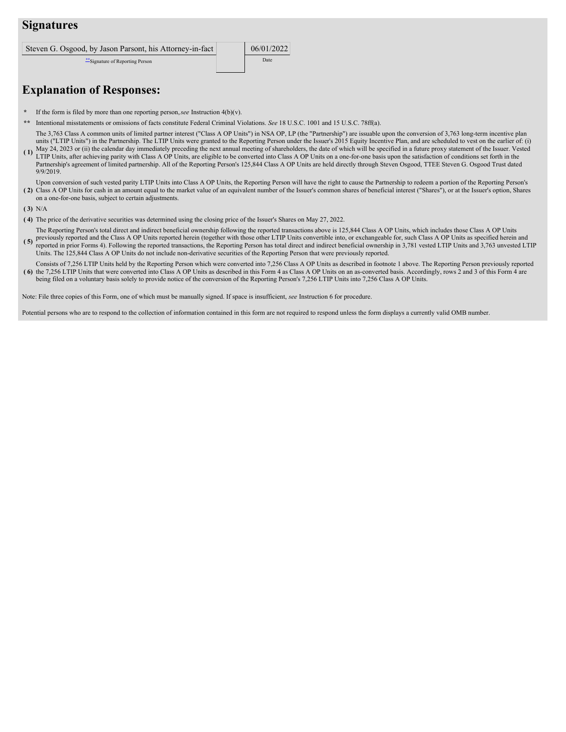## Signatures

| Steven G. Osgood, by Jason Parsont, his Attorney-in-fact | | 06/01/2022 |
| --- | --- | --- |
| **Signature of Reporting Person | | Date |

## Explanation of Responses:

\* If the form is filed by more than one reporting person, *see* Instruction 4(b)(v).

\*\* Intentional misstatements or omissions of facts constitute Federal Criminal Violations. *See* 18 U.S.C. 1001 and 15 U.S.C. 78ff(a).

**( 1)** The 3,763 Class A common units of limited partner interest ("Class A OP Units") in NSA OP, LP (the "Partnership") are issuable upon the conversion of 3,763 long-term incentive plan units ("LTIP Units") in the Partnership. The LTIP Units were granted to the Reporting Person under the Issuer's 2015 Equity Incentive Plan, and are scheduled to vest on the earlier of: (i) May 24, 2023 or (ii) the calendar day immediately preceding the next annual meeting of shareholders, the date of which will be specified in a future proxy statement of the Issuer. Vested LTIP Units, after achieving parity with Class A OP Units, are eligible to be converted into Class A OP Units on a one-for-one basis upon the satisfaction of conditions set forth in the Partnership's agreement of limited partnership. All of the Reporting Person's 125,844 Class A OP Units are held directly through Steven Osgood, TTEE Steven G. Osgood Trust dated 9/9/2019.

**( 2)** Upon conversion of such vested parity LTIP Units into Class A OP Units, the Reporting Person will have the right to cause the Partnership to redeem a portion of the Reporting Person's Class A OP Units for cash in an amount equal to the market value of an equivalent number of the Issuer's common shares of beneficial interest ("Shares"), or at the Issuer's option, Shares on a one-for-one basis, subject to certain adjustments.

**( 3)** N/A

**( 4)** The price of the derivative securities was determined using the closing price of the Issuer's Shares on May 27, 2022.

**( 5)** The Reporting Person's total direct and indirect beneficial ownership following the reported transactions above is 125,844 Class A OP Units, which includes those Class A OP Units previously reported and the Class A OP Units reported herein (together with those other LTIP Units convertible into, or exchangeable for, such Class A OP Units as specified herein and reported in prior Forms 4). Following the reported transactions, the Reporting Person has total direct and indirect beneficial ownership in 3,781 vested LTIP Units and 3,763 unvested LTIP Units. The 125,844 Class A OP Units do not include non-derivative securities of the Reporting Person that were previously reported.

**( 6)** Consists of 7,256 LTIP Units held by the Reporting Person which were converted into 7,256 Class A OP Units as described in footnote 1 above. The Reporting Person previously reported the 7,256 LTIP Units that were converted into Class A OP Units as described in this Form 4 as Class A OP Units on an as-converted basis. Accordingly, rows 2 and 3 of this Form 4 are being filed on a voluntary basis solely to provide notice of the conversion of the Reporting Person's 7,256 LTIP Units into 7,256 Class A OP Units.

Note: File three copies of this Form, one of which must be manually signed. If space is insufficient, *see* Instruction 6 for procedure.

Potential persons who are to respond to the collection of information contained in this form are not required to respond unless the form displays a currently valid OMB number.